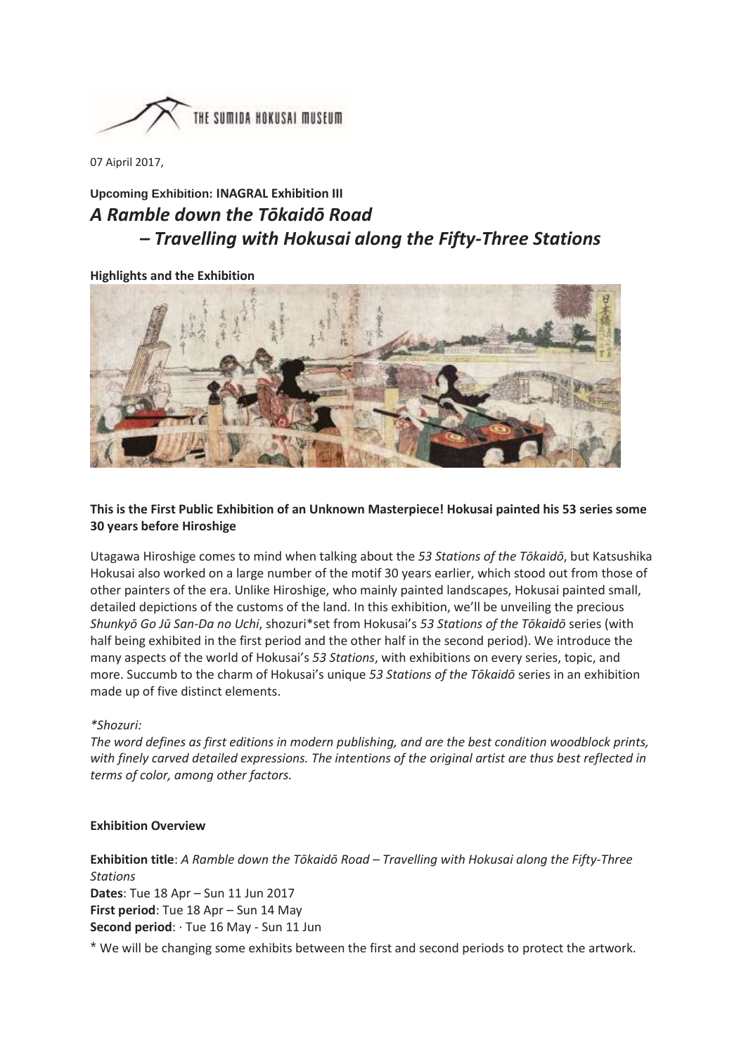THE SUMIDA HOKUSAI MUSEUM

07 Aipril 2017,

**Upcoming Exhibition: INAGRAL Exhibition III**

# *A Ramble down the Tōkaidō Road – Travelling with Hokusai along the Fifty-Three Stations*

**Highlights and the Exhibition**

**This is the First Public Exhibition of an Unknown Masterpiece! Hokusai painted his 53 series some 30 years before Hiroshige**

Utagawa Hiroshige comes to mind when talking about the *53 Stations of the Tōkaidō*, but Katsushika Hokusai also worked on a large number of the motif 30 years earlier, which stood out from those of other painters of the era. Unlike Hiroshige, who mainly painted landscapes, Hokusai painted small, detailed depictions of the customs of the land. In this exhibition, we'll be unveiling the precious *Shunkyō Go Jū San-Da no Uchi*, shozuri*set from Hokusai's *53 Stations of the Tōkaidō* series (with half being exhibited in the first period and the other half in the second period). We introduce the many aspects of the world of Hokusai's *53 Stations*, with exhibitions on every series, topic, and more. Succumb to the charm of Hokusai's unique *53 Stations of the Tōkaidō* series in an exhibition made up of five distinct elements.

*\*Shozuri:*
*The word defines as first editions in modern publishing, and are the best condition woodblock prints, with finely carved detailed expressions. The intentions of the original artist are thus best reflected in terms of color, among other factors.*

**Exhibition Overview**

**Exhibition title**: *A Ramble down the Tōkaidō Road – Travelling with Hokusai along the Fifty-Three Stations*
**Dates**: Tue 18 Apr – Sun 11 Jun 2017
**First period**: Tue 18 Apr – Sun 14 May
**Second period**: · Tue 16 May - Sun 11 Jun

\* We will be changing some exhibits between the first and second periods to protect the artwork.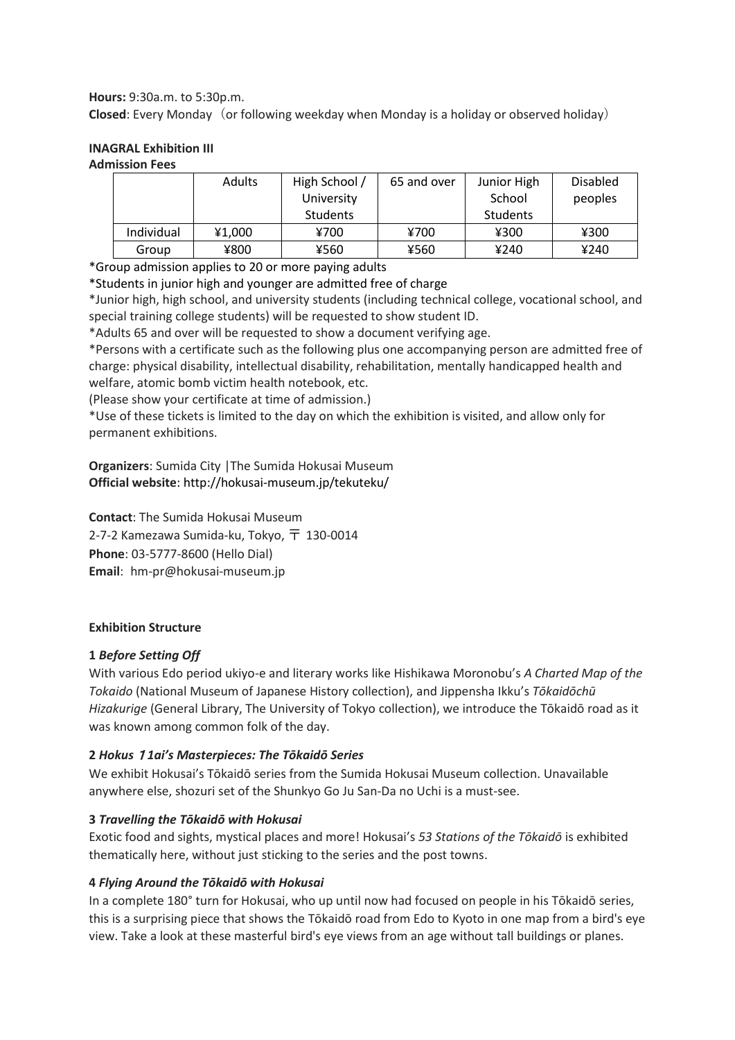**Hours:** 9:30a.m. to 5:30p.m.

**Closed**: Every Monday（or following weekday when Monday is a holiday or observed holiday）

**INAGRAL Exhibition III**

**Admission Fees**

| | Adults | High School / University Students | 65 and over | Junior High School Students | Disabled peoples |
|---|---|---|---|---|---|
| Individual | ¥1,000 | ¥700 | ¥700 | ¥300 | ¥300 |
| Group | ¥800 | ¥560 | ¥560 | ¥240 | ¥240 |

*Group admission applies to 20 or more paying adults

*Students in junior high and younger are admitted free of charge

*Junior high, high school, and university students (including technical college, vocational school, and special training college students) will be requested to show student ID.

*Adults 65 and over will be requested to show a document verifying age.

*Persons with a certificate such as the following plus one accompanying person are admitted free of charge: physical disability, intellectual disability, rehabilitation, mentally handicapped health and welfare, atomic bomb victim health notebook, etc.

(Please show your certificate at time of admission.)

*Use of these tickets is limited to the day on which the exhibition is visited, and allow only for permanent exhibitions.

**Organizers**: Sumida City |The Sumida Hokusai Museum

**Official website**: http://hokusai-museum.jp/tekuteku/

**Contact**: The Sumida Hokusai Museum

2-7-2 Kamezawa Sumida-ku, Tokyo, 〒 130-0014

**Phone**: 03-5777-8600 (Hello Dial)

**Email**: hm-pr@hokusai-museum.jp

**Exhibition Structure**

**1** ***Before Setting Off***

With various Edo period ukiyo-e and literary works like Hishikawa Moronobu's *A Charted Map of the Tokaido* (National Museum of Japanese History collection), and Jippensha Ikku's *Tōkaidōchū Hizakurige* (General Library, The University of Tokyo collection), we introduce the Tōkaidō road as it was known among common folk of the day.

**2** ***Hokus*** ***1ai's Masterpieces: The Tōkaidō Series***

We exhibit Hokusai's Tōkaidō series from the Sumida Hokusai Museum collection. Unavailable anywhere else, shozuri set of the Shunkyo Go Ju San-Da no Uchi is a must-see.

**3** ***Travelling the Tōkaidō with Hokusai***

Exotic food and sights, mystical places and more! Hokusai's *53 Stations of the Tōkaidō* is exhibited thematically here, without just sticking to the series and the post towns.

**4** ***Flying Around the Tōkaidō with Hokusai***

In a complete 180° turn for Hokusai, who up until now had focused on people in his Tōkaidō series, this is a surprising piece that shows the Tōkaidō road from Edo to Kyoto in one map from a bird's eye view. Take a look at these masterful bird's eye views from an age without tall buildings or planes.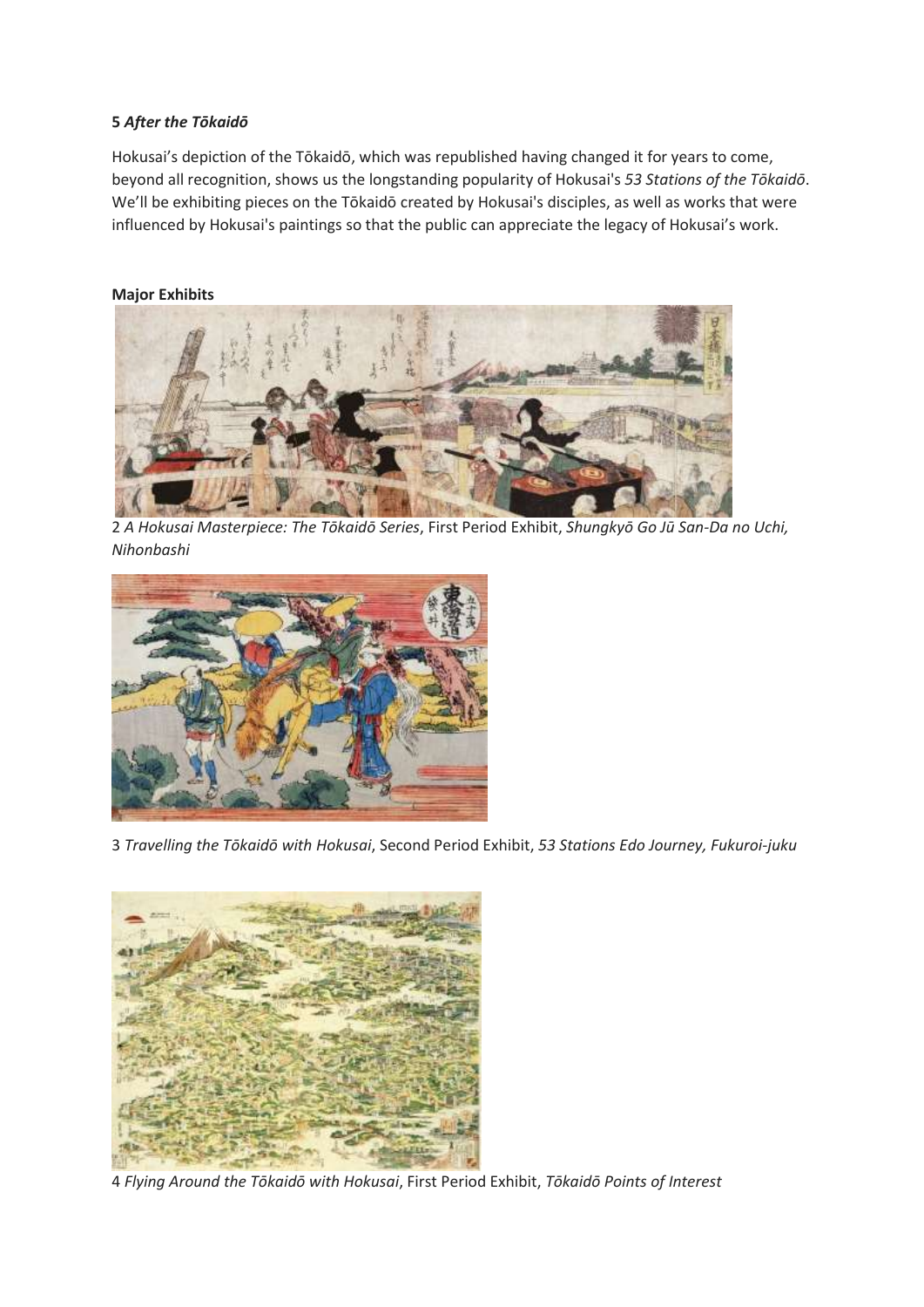**5** ***After the Tōkaidō***

Hokusai's depiction of the Tōkaidō, which was republished having changed it for years to come, beyond all recognition, shows us the longstanding popularity of Hokusai's *53 Stations of the Tōkaidō*. We'll be exhibiting pieces on the Tōkaidō created by Hokusai's disciples, as well as works that were influenced by Hokusai's paintings so that the public can appreciate the legacy of Hokusai's work.

**Major Exhibits**

2 *A Hokusai Masterpiece: The Tōkaidō Series*, First Period Exhibit, *Shungkyō Go Jū San-Da no Uchi, Nihonbashi*

3 *Travelling the Tōkaidō with Hokusai*, Second Period Exhibit, *53 Stations Edo Journey, Fukuroi-juku*

4 *Flying Around the Tōkaidō with Hokusai*, First Period Exhibit, *Tōkaidō Points of Interest*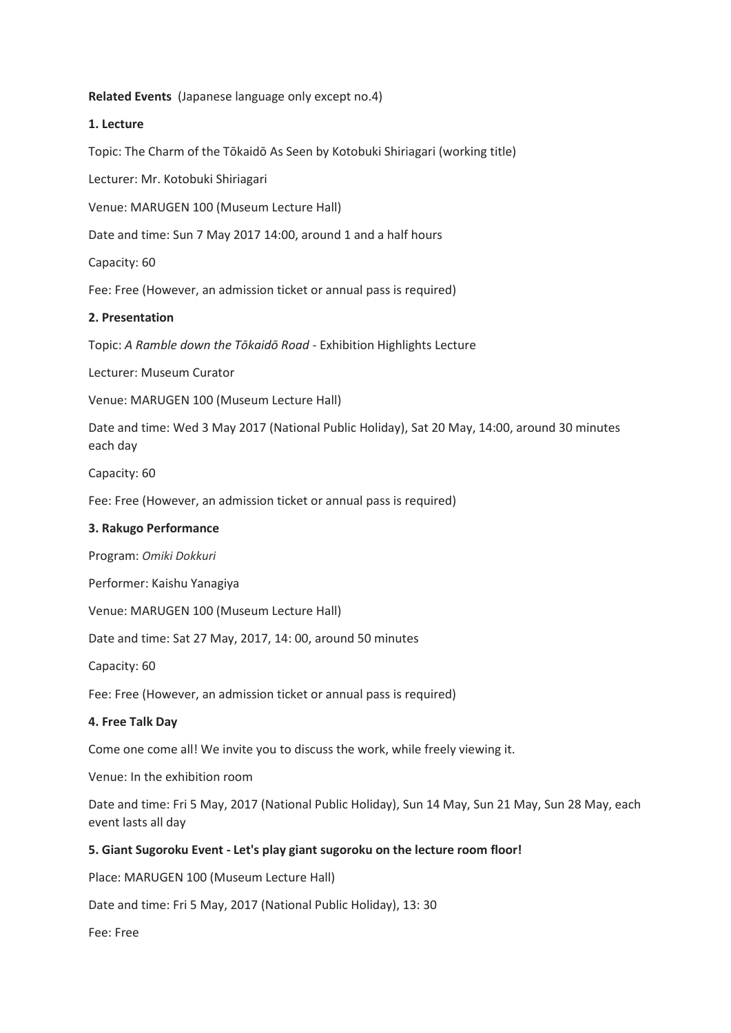**Related Events** (Japanese language only except no.4)

**1. Lecture**

Topic: The Charm of the Tōkaidō As Seen by Kotobuki Shiriagari (working title)

Lecturer: Mr. Kotobuki Shiriagari

Venue: MARUGEN 100 (Museum Lecture Hall)

Date and time: Sun 7 May 2017 14:00, around 1 and a half hours

Capacity: 60

Fee: Free (However, an admission ticket or annual pass is required)

**2. Presentation**

Topic: *A Ramble down the Tōkaidō Road* - Exhibition Highlights Lecture

Lecturer: Museum Curator

Venue: MARUGEN 100 (Museum Lecture Hall)

Date and time: Wed 3 May 2017 (National Public Holiday), Sat 20 May, 14:00, around 30 minutes each day

Capacity: 60

Fee: Free (However, an admission ticket or annual pass is required)

**3. Rakugo Performance**

Program: *Omiki Dokkuri*

Performer: Kaishu Yanagiya

Venue: MARUGEN 100 (Museum Lecture Hall)

Date and time: Sat 27 May, 2017, 14: 00, around 50 minutes

Capacity: 60

Fee: Free (However, an admission ticket or annual pass is required)

**4. Free Talk Day**

Come one come all! We invite you to discuss the work, while freely viewing it.

Venue: In the exhibition room

Date and time: Fri 5 May, 2017 (National Public Holiday), Sun 14 May, Sun 21 May, Sun 28 May, each event lasts all day

**5. Giant Sugoroku Event - Let's play giant sugoroku on the lecture room floor!**

Place: MARUGEN 100 (Museum Lecture Hall)

Date and time: Fri 5 May, 2017 (National Public Holiday), 13: 30

Fee: Free